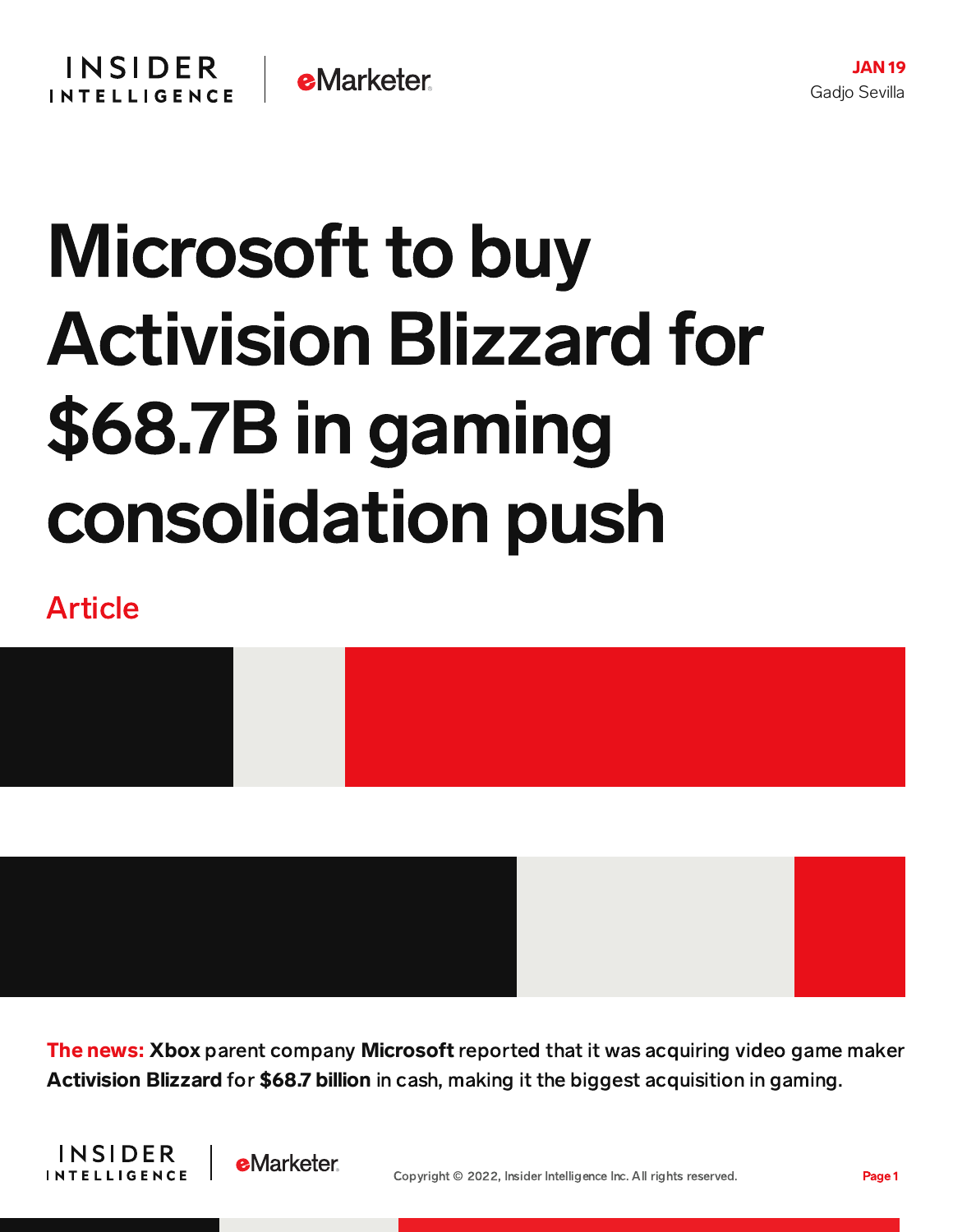JAN 19
Gadjo Sevilla

# Microsoft to buy Activision Blizzard for $68.7B in gaming consolidation push

Article

**The news:** **Xbox** parent company **Microsoft** reported that it was acquiring video game maker **Activision Blizzard** for **$68.7 billion** in cash, making it the biggest acquisition in gaming.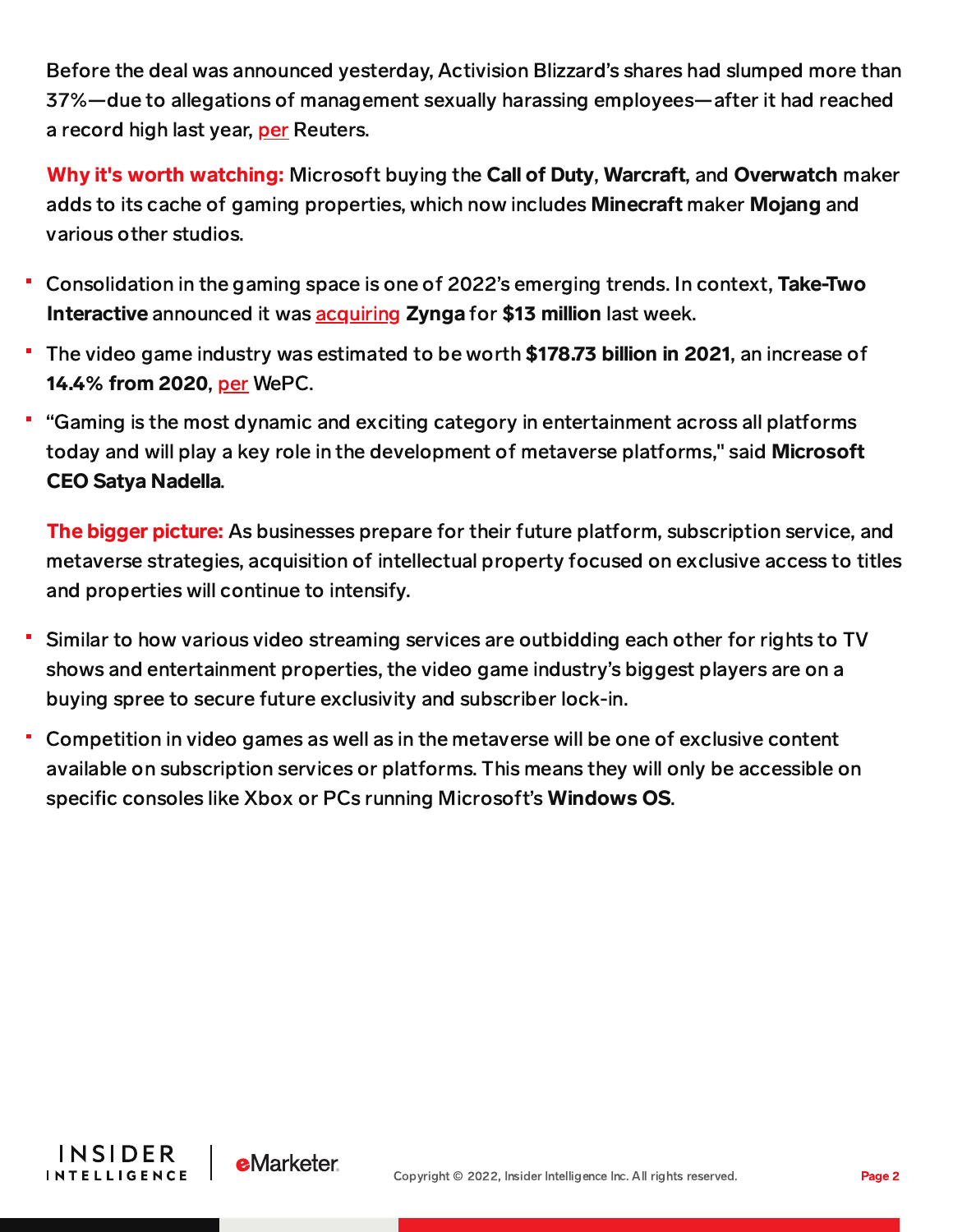Before the deal was announced yesterday, Activision Blizzard's shares had slumped more than 37%—due to allegations of management sexually harassing employees—after it had reached a record high last year, per Reuters.

**Why it's worth watching:** Microsoft buying the **Call of Duty**, **Warcraft**, and **Overwatch** maker adds to its cache of gaming properties, which now includes **Minecraft** maker **Mojang** and various other studios.

- Consolidation in the gaming space is one of 2022's emerging trends. In context, **Take-Two Interactive** announced it was acquiring **Zynga** for **$13 million** last week.
- The video game industry was estimated to be worth **$178.73 billion in 2021**, an increase of **14.4% from 2020**, per WePC.
- "Gaming is the most dynamic and exciting category in entertainment across all platforms today and will play a key role in the development of metaverse platforms," said **Microsoft CEO Satya Nadella**.

**The bigger picture:** As businesses prepare for their future platform, subscription service, and metaverse strategies, acquisition of intellectual property focused on exclusive access to titles and properties will continue to intensify.

- Similar to how various video streaming services are outbidding each other for rights to TV shows and entertainment properties, the video game industry's biggest players are on a buying spree to secure future exclusivity and subscriber lock-in.
- Competition in video games as well as in the metaverse will be one of exclusive content available on subscription services or platforms. This means they will only be accessible on specific consoles like Xbox or PCs running Microsoft's **Windows OS**.